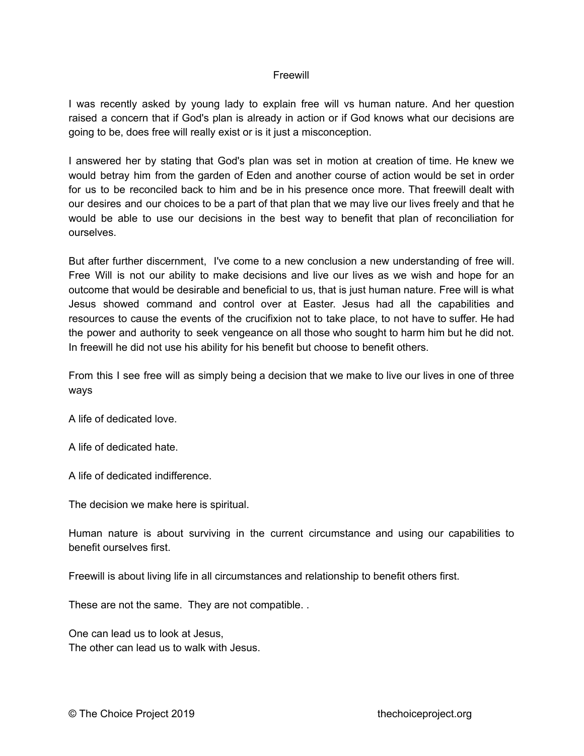# Freewill

I was recently asked by young lady to explain free will vs human nature. And her question raised a concern that if God's plan is already in action or if God knows what our decisions are going to be, does free will really exist or is it just a misconception.

I answered her by stating that God's plan was set in motion at creation of time. He knew we would betray him from the garden of Eden and another course of action would be set in order for us to be reconciled back to him and be in his presence once more. That freewill dealt with our desires and our choices to be a part of that plan that we may live our lives freely and that he would be able to use our decisions in the best way to benefit that plan of reconciliation for ourselves.

But after further discernment, I've come to a new conclusion a new understanding of free will. Free Will is not our ability to make decisions and live our lives as we wish and hope for an outcome that would be desirable and beneficial to us, that is just human nature. Free will is what Jesus showed command and control over at Easter. Jesus had all the capabilities and resources to cause the events of the crucifixion not to take place, to not have to suffer. He had the power and authority to seek vengeance on all those who sought to harm him but he did not. In freewill he did not use his ability for his benefit but choose to benefit others.

From this I see free will as simply being a decision that we make to live our lives in one of three ways

A life of dedicated love.

A life of dedicated hate.

A life of dedicated indifference.

The decision we make here is spiritual.

Human nature is about surviving in the current circumstance and using our capabilities to benefit ourselves first.

Freewill is about living life in all circumstances and relationship to benefit others first.

These are not the same. They are not compatible. .

One can lead us to look at Jesus,
The other can lead us to walk with Jesus.

© The Choice Project 2019 thechoiceproject.org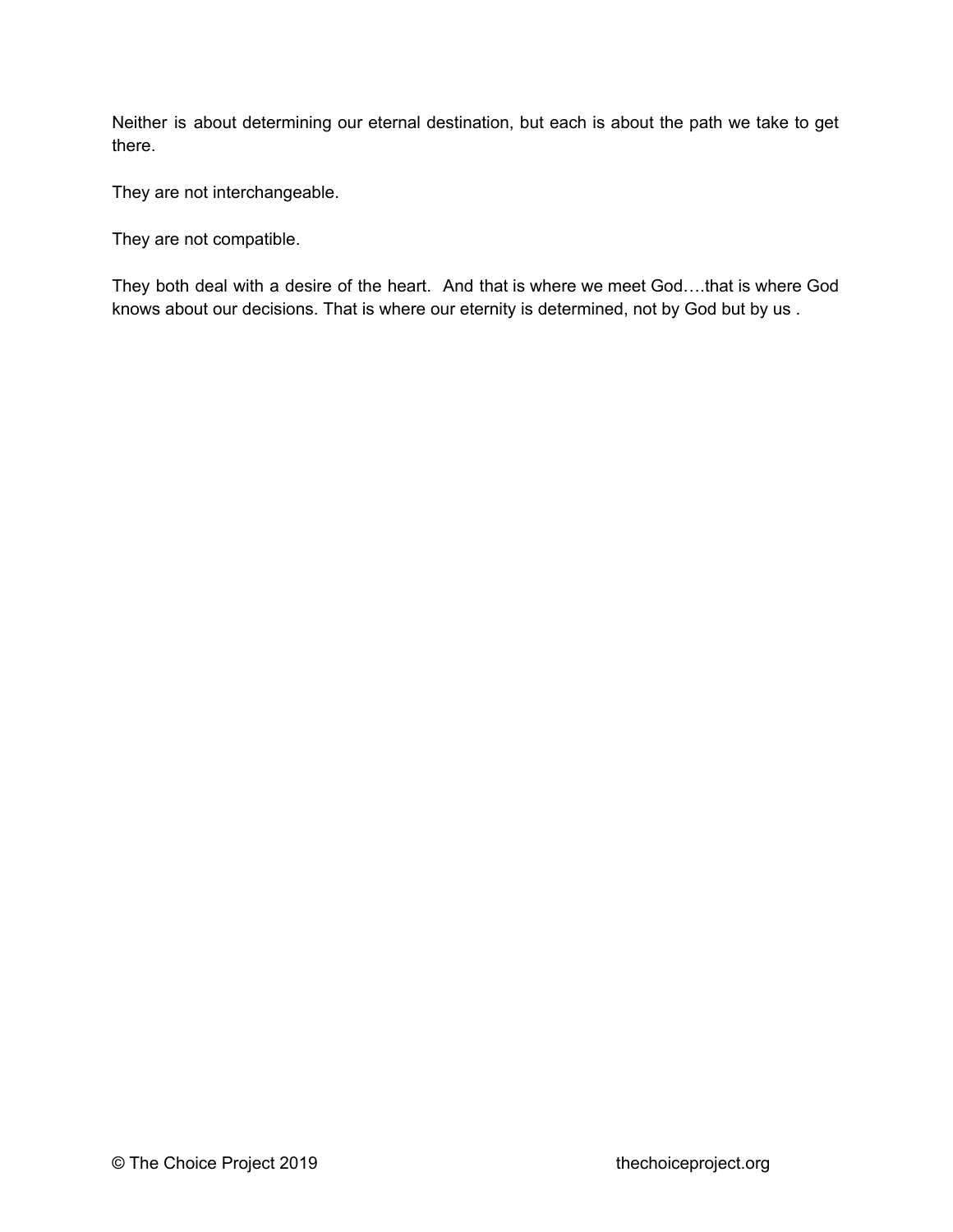Neither is about determining our eternal destination, but each is about the path we take to get there.

They are not interchangeable.

They are not compatible.

They both deal with a desire of the heart.  And that is where we meet God….that is where God knows about our decisions. That is where our eternity is determined, not by God but by us .